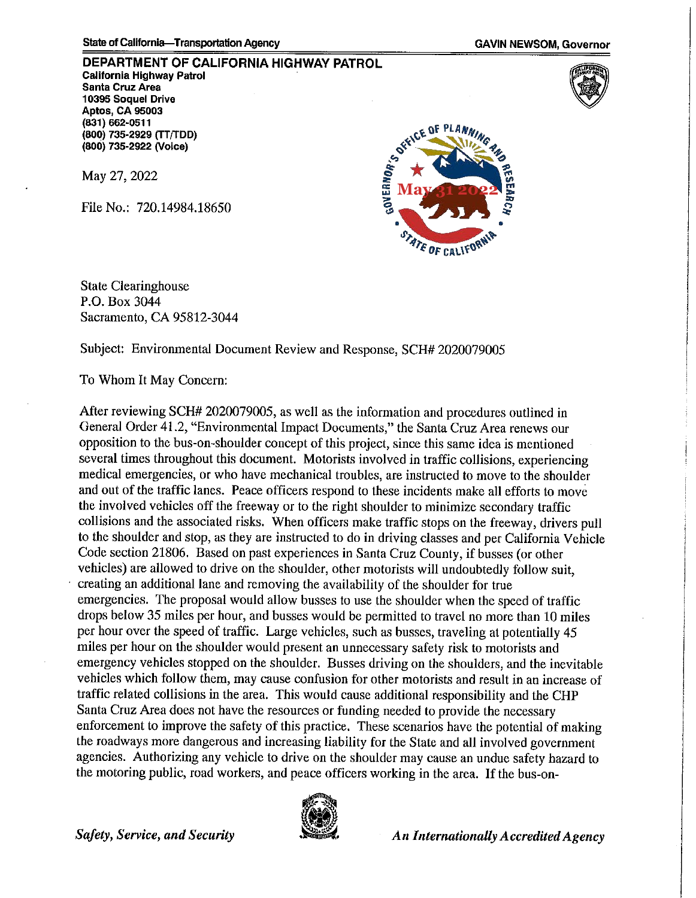State of California—Transportation Agency

GAVIN NEWSOM, Governor

**DEPARTMENT OF CALIFORNIA HIGHWAY PATROL**
**California Highway Patrol**
**Santa Cruz Area**
**10395 Soquel Drive**
**Aptos, CA 95003**
**(831) 662-0511**
**(800) 735-2929 (TT/TDD)**
**(800) 735-2922 (Voice)**

GOVERNOR'S OFFICE OF PLANNING AND RESEARCH
May 31 2022
STATE OF CALIFORNIA

May 27, 2022

File No.: 720.14984.18650

State Clearinghouse
P.O. Box 3044
Sacramento, CA 95812-3044

Subject: Environmental Document Review and Response, SCH# 2020079005

To Whom It May Concern:

After reviewing SCH# 2020079005, as well as the information and procedures outlined in General Order 41.2, "Environmental Impact Documents," the Santa Cruz Area renews our opposition to the bus-on-shoulder concept of this project, since this same idea is mentioned several times throughout this document. Motorists involved in traffic collisions, experiencing medical emergencies, or who have mechanical troubles, are instructed to move to the shoulder and out of the traffic lanes. Peace officers respond to these incidents make all efforts to move the involved vehicles off the freeway or to the right shoulder to minimize secondary traffic collisions and the associated risks. When officers make traffic stops on the freeway, drivers pull to the shoulder and stop, as they are instructed to do in driving classes and per California Vehicle Code section 21806. Based on past experiences in Santa Cruz County, if busses (or other vehicles) are allowed to drive on the shoulder, other motorists will undoubtedly follow suit, creating an additional lane and removing the availability of the shoulder for true emergencies. The proposal would allow busses to use the shoulder when the speed of traffic drops below 35 miles per hour, and busses would be permitted to travel no more than 10 miles per hour over the speed of traffic. Large vehicles, such as busses, traveling at potentially 45 miles per hour on the shoulder would present an unnecessary safety risk to motorists and emergency vehicles stopped on the shoulder. Busses driving on the shoulders, and the inevitable vehicles which follow them, may cause confusion for other motorists and result in an increase of traffic related collisions in the area. This would cause additional responsibility and the CHP Santa Cruz Area does not have the resources or funding needed to provide the necessary enforcement to improve the safety of this practice. These scenarios have the potential of making the roadways more dangerous and increasing liability for the State and all involved government agencies. Authorizing any vehicle to drive on the shoulder may cause an undue safety hazard to the motoring public, road workers, and peace officers working in the area. If the bus-on-

*Safety, Service, and Security*

*An Internationally Accredited Agency*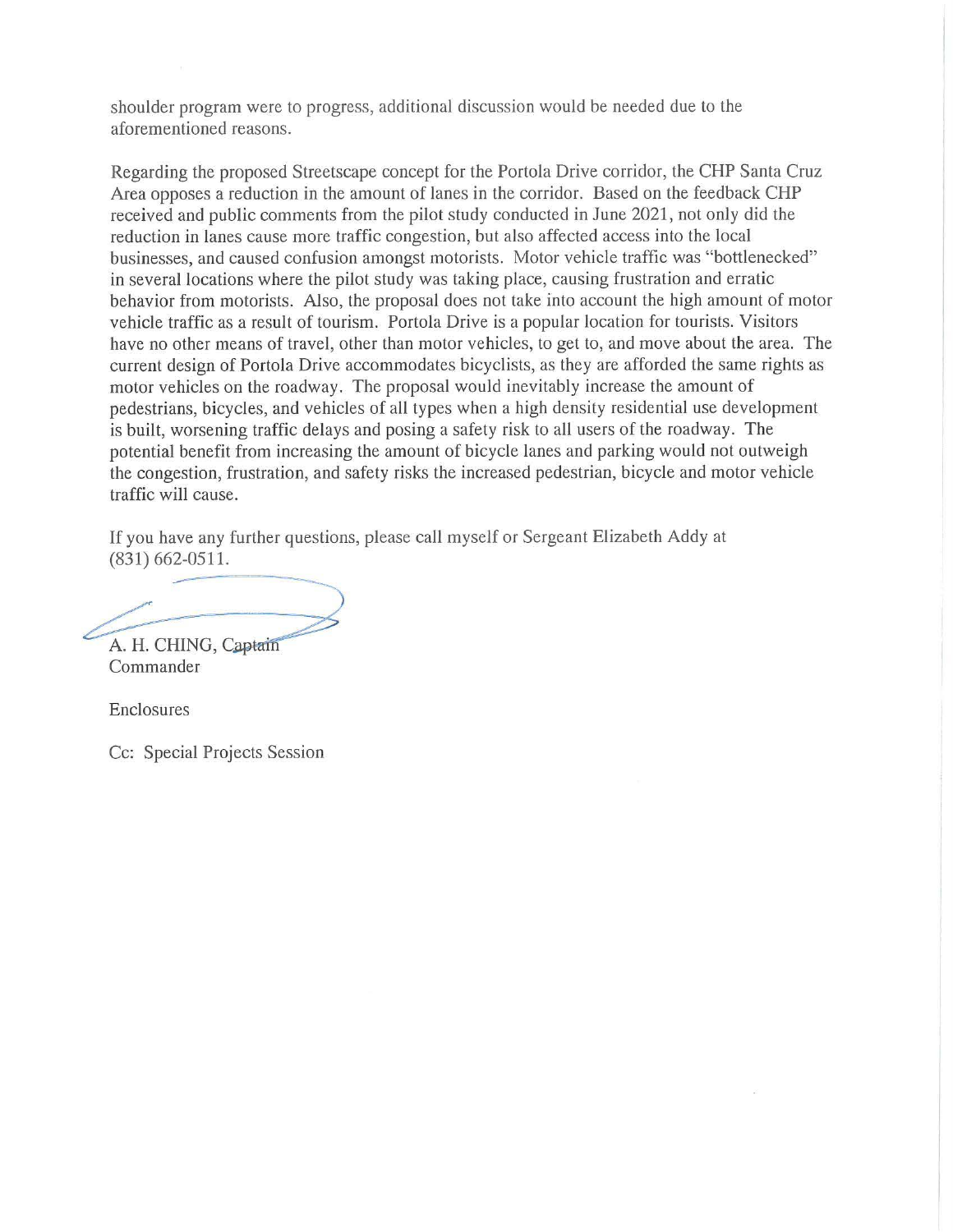shoulder program were to progress, additional discussion would be needed due to the aforementioned reasons.

Regarding the proposed Streetscape concept for the Portola Drive corridor, the CHP Santa Cruz Area opposes a reduction in the amount of lanes in the corridor. Based on the feedback CHP received and public comments from the pilot study conducted in June 2021, not only did the reduction in lanes cause more traffic congestion, but also affected access into the local businesses, and caused confusion amongst motorists. Motor vehicle traffic was "bottlenecked" in several locations where the pilot study was taking place, causing frustration and erratic behavior from motorists. Also, the proposal does not take into account the high amount of motor vehicle traffic as a result of tourism. Portola Drive is a popular location for tourists. Visitors have no other means of travel, other than motor vehicles, to get to, and move about the area. The current design of Portola Drive accommodates bicyclists, as they are afforded the same rights as motor vehicles on the roadway. The proposal would inevitably increase the amount of pedestrians, bicycles, and vehicles of all types when a high density residential use development is built, worsening traffic delays and posing a safety risk to all users of the roadway. The potential benefit from increasing the amount of bicycle lanes and parking would not outweigh the congestion, frustration, and safety risks the increased pedestrian, bicycle and motor vehicle traffic will cause.

If you have any further questions, please call myself or Sergeant Elizabeth Addy at (831) 662-0511.

A. H. CHING, Captain
Commander

Enclosures

Cc: Special Projects Session